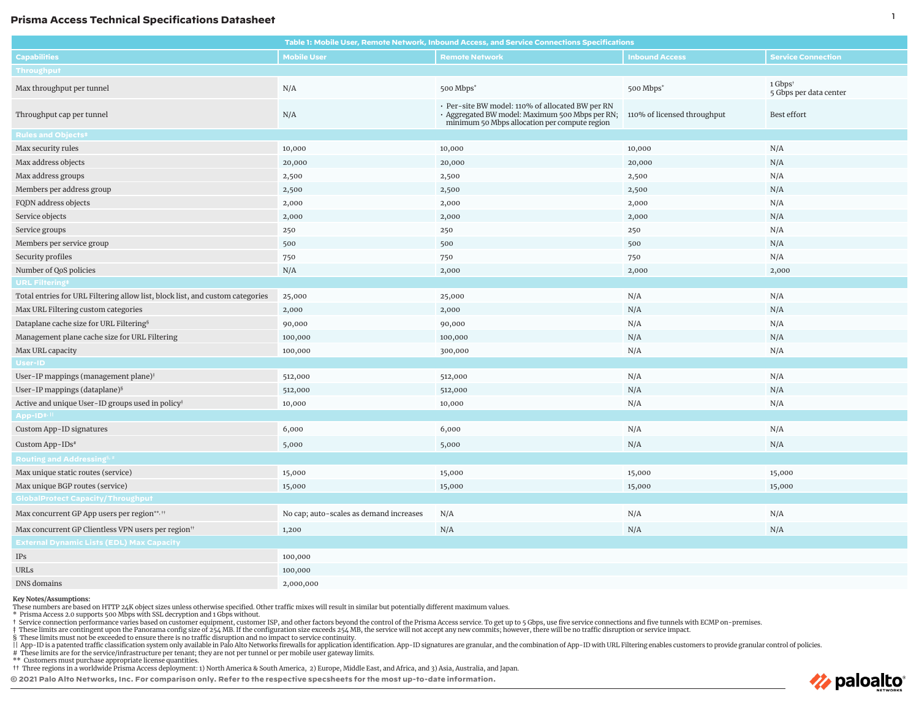# Prisma Access Technical Specifications Datasheet

**Table 1: Mobile User, Remote Network, Inbound Access, and Service Connections Specifications**

| Capabilities | Mobile User | Remote Network | Inbound Access | Service Connection |
|---|---|---|---|---|
| **Throughput** | | | | |
| Max throughput per tunnel | N/A | 500 Mbps* | 500 Mbps* | 1 Gbps† 5 Gbps per data center |
| Throughput cap per tunnel | N/A | • Per-site BW model: 110% of allocated BW per RN • Aggregated BW model: Maximum 500 Mbps per RN; minimum 50 Mbps allocation per compute region | 110% of licensed throughput | Best effort |
| **Rules and Objects‡** | | | | |
| Max security rules | 10,000 | 10,000 | 10,000 | N/A |
| Max address objects | 20,000 | 20,000 | 20,000 | N/A |
| Max address groups | 2,500 | 2,500 | 2,500 | N/A |
| Members per address group | 2,500 | 2,500 | 2,500 | N/A |
| FQDN address objects | 2,000 | 2,000 | 2,000 | N/A |
| Service objects | 2,000 | 2,000 | 2,000 | N/A |
| Service groups | 250 | 250 | 250 | N/A |
| Members per service group | 500 | 500 | 500 | N/A |
| Security profiles | 750 | 750 | 750 | N/A |
| Number of QoS policies | N/A | 2,000 | 2,000 | 2,000 |
| **URL Filtering‡** | | | | |
| Total entries for URL Filtering allow list, block list, and custom categories | 25,000 | 25,000 | N/A | N/A |
| Max URL Filtering custom categories | 2,000 | 2,000 | N/A | N/A |
| Dataplane cache size for URL Filtering§ | 90,000 | 90,000 | N/A | N/A |
| Management plane cache size for URL Filtering | 100,000 | 100,000 | N/A | N/A |
| Max URL capacity | 100,000 | 300,000 | N/A | N/A |
| **User-ID** | | | | |
| User-IP mappings (management plane)‡ | 512,000 | 512,000 | N/A | N/A |
| User-IP mappings (dataplane)§ | 512,000 | 512,000 | N/A | N/A |
| Active and unique User-ID groups used in policy‡ | 10,000 | 10,000 | N/A | N/A |
| **App-ID‡, \|\|** | | | | |
| Custom App-ID signatures | 6,000 | 6,000 | N/A | N/A |
| Custom App-IDs# | 5,000 | 5,000 | N/A | N/A |
| **Routing and Addressing§, #** | | | | |
| Max unique static routes (service) | 15,000 | 15,000 | 15,000 | 15,000 |
| Max unique BGP routes (service) | 15,000 | 15,000 | 15,000 | 15,000 |
| **GlobalProtect Capacity/Throughput** | | | | |
| Max concurrent GP App users per region**, †† | No cap; auto-scales as demand increases | N/A | N/A | N/A |
| Max concurrent GP Clientless VPN users per region†† | 1,200 | N/A | N/A | N/A |
| **External Dynamic Lists (EDL) Max Capacity** | | | | |
| IPs | 100,000 | | | |
| URLs | 100,000 | | | |
| DNS domains | 2,000,000 | | | |

**Key Notes/Assumptions:**

These numbers are based on HTTP 24K object sizes unless otherwise specified. Other traffic mixes will result in similar but potentially different maximum values.

\* Prisma Access 2.0 supports 500 Mbps with SSL decryption and 1 Gbps without.

† Service connection performance varies based on customer equipment, customer ISP, and other factors beyond the control of the Prisma Access service. To get up to 5 Gbps, use five service connections and five tunnels with ECMP on-premises.

‡ These limits are contingent upon the Panorama config size of 254 MB. If the configuration size exceeds 254 MB, the service will not accept any new commits; however, there will be no traffic disruption or service impact.

§ These limits must not be exceeded to ensure there is no traffic disruption and no impact to service continuity.

|| App-ID is a patented traffic classification system only available in Palo Alto Networks firewalls for application identification. App-ID signatures are granular, and the combination of App-ID with URL Filtering enables customers to provide granular control of policies.

\# These limits are for the service/infrastructure per tenant; they are not per tunnel or per mobile user gateway limits.

\** Customers must purchase appropriate license quantities.

†† Three regions in a worldwide Prisma Access deployment: 1) North America & South America, 2) Europe, Middle East, and Africa, and 3) Asia, Australia, and Japan.

**© 2021 Palo Alto Networks, Inc. For comparison only. Refer to the respective specsheets for the most up-to-date information.**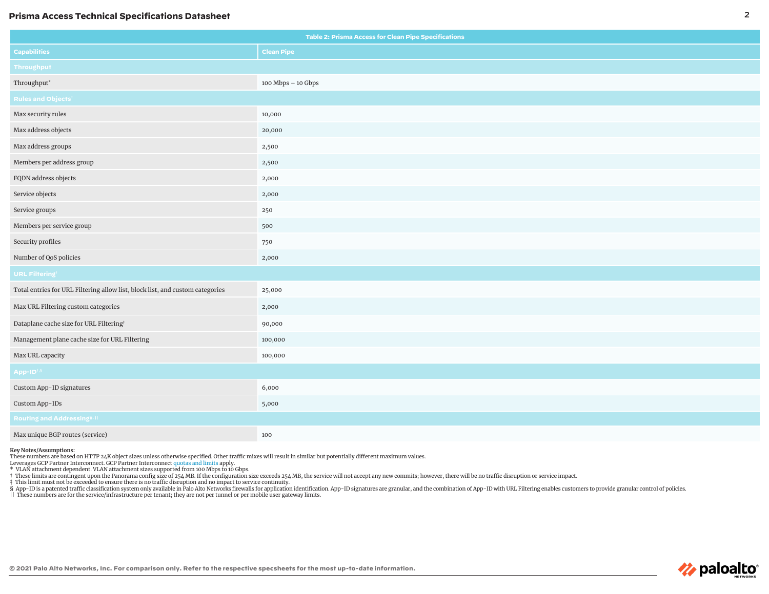| Table 2: Prisma Access for Clean Pipe Specifications | |
|---|---|
| **Capabilities** | **Clean Pipe** |
| **Throughput** | |
| Throughput* | 100 Mbps – 10 Gbps |
| **Rules and Objects**† | |
| Max security rules | 10,000 |
| Max address objects | 20,000 |
| Max address groups | 2,500 |
| Members per address group | 2,500 |
| FQDN address objects | 2,000 |
| Service objects | 2,000 |
| Service groups | 250 |
| Members per service group | 500 |
| Security profiles | 750 |
| Number of QoS policies | 2,000 |
| **URL Filtering**† | |
| Total entries for URL Filtering allow list, block list, and custom categories | 25,000 |
| Max URL Filtering custom categories | 2,000 |
| Dataplane cache size for URL Filtering† | 90,000 |
| Management plane cache size for URL Filtering | 100,000 |
| Max URL capacity | 100,000 |
| **App-ID**†,§ | |
| Custom App-ID signatures | 6,000 |
| Custom App-IDs | 5,000 |
| **Routing and Addressing**‡, \|\| | |
| Max unique BGP routes (service) | 100 |

**Key Notes/Assumptions:**
These numbers are based on HTTP 24K object sizes unless otherwise specified. Other traffic mixes will result in similar but potentially different maximum values.
Leverages GCP Partner Interconnect. GCP Partner Interconnect quotas and limits apply.
\* VLAN attachment dependent. VLAN attachment sizes supported from 100 Mbps to 10 Gbps.
† These limits are contingent upon the Panorama config size of 254 MB. If the configuration size exceeds 254 MB, the service will not accept any new commits; however, there will be no traffic disruption or service impact.
‡ This limit must not be exceeded to ensure there is no traffic disruption and no impact to service continuity.
§ App-ID is a patented traffic classification system only available in Palo Alto Networks firewalls for application identification. App-ID signatures are granular, and the combination of App-ID with URL Filtering enables customers to provide granular control of policies.
|| These numbers are for the service/infrastructure per tenant; they are not per tunnel or per mobile user gateway limits.

© 2021 Palo Alto Networks, Inc. For comparison only. Refer to the respective specsheets for the most up-to-date information.